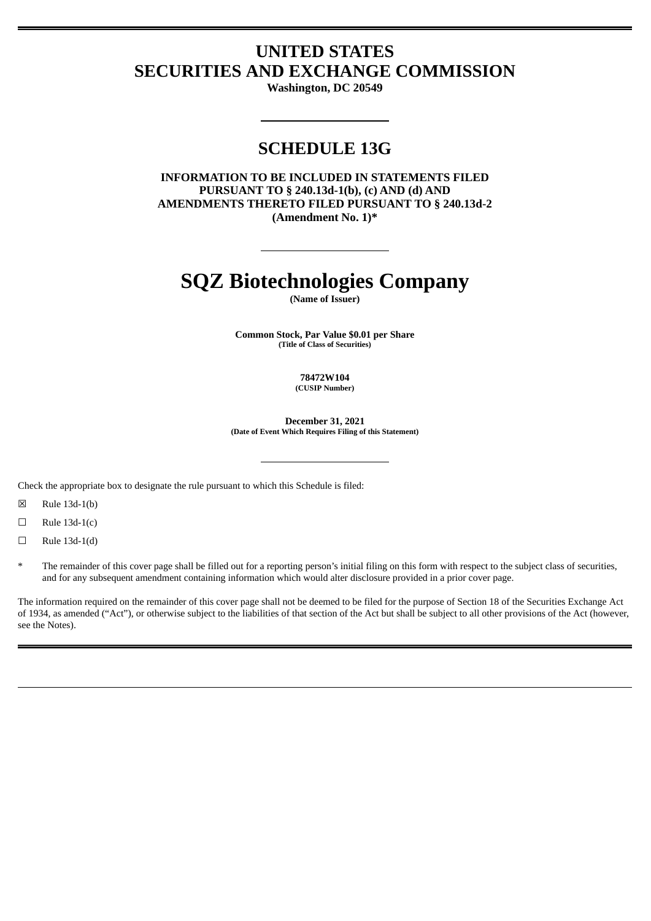# UNITED STATES
# SECURITIES AND EXCHANGE COMMISSION

**Washington, DC 20549**

## SCHEDULE 13G

**INFORMATION TO BE INCLUDED IN STATEMENTS FILED PURSUANT TO § 240.13d-1(b), (c) AND (d) AND AMENDMENTS THERETO FILED PURSUANT TO § 240.13d-2**
**(Amendment No. 1)***

# SQZ Biotechnologies Company

**(Name of Issuer)**

**Common Stock, Par Value $0.01 per Share**
**(Title of Class of Securities)**

**78472W104**
**(CUSIP Number)**

**December 31, 2021**
**(Date of Event Which Requires Filing of this Statement)**

Check the appropriate box to designate the rule pursuant to which this Schedule is filed:

☒ Rule 13d-1(b)

☐ Rule 13d-1(c)

☐ Rule 13d-1(d)

\* The remainder of this cover page shall be filled out for a reporting person's initial filing on this form with respect to the subject class of securities, and for any subsequent amendment containing information which would alter disclosure provided in a prior cover page.

The information required on the remainder of this cover page shall not be deemed to be filed for the purpose of Section 18 of the Securities Exchange Act of 1934, as amended ("Act"), or otherwise subject to the liabilities of that section of the Act but shall be subject to all other provisions of the Act (however, see the Notes).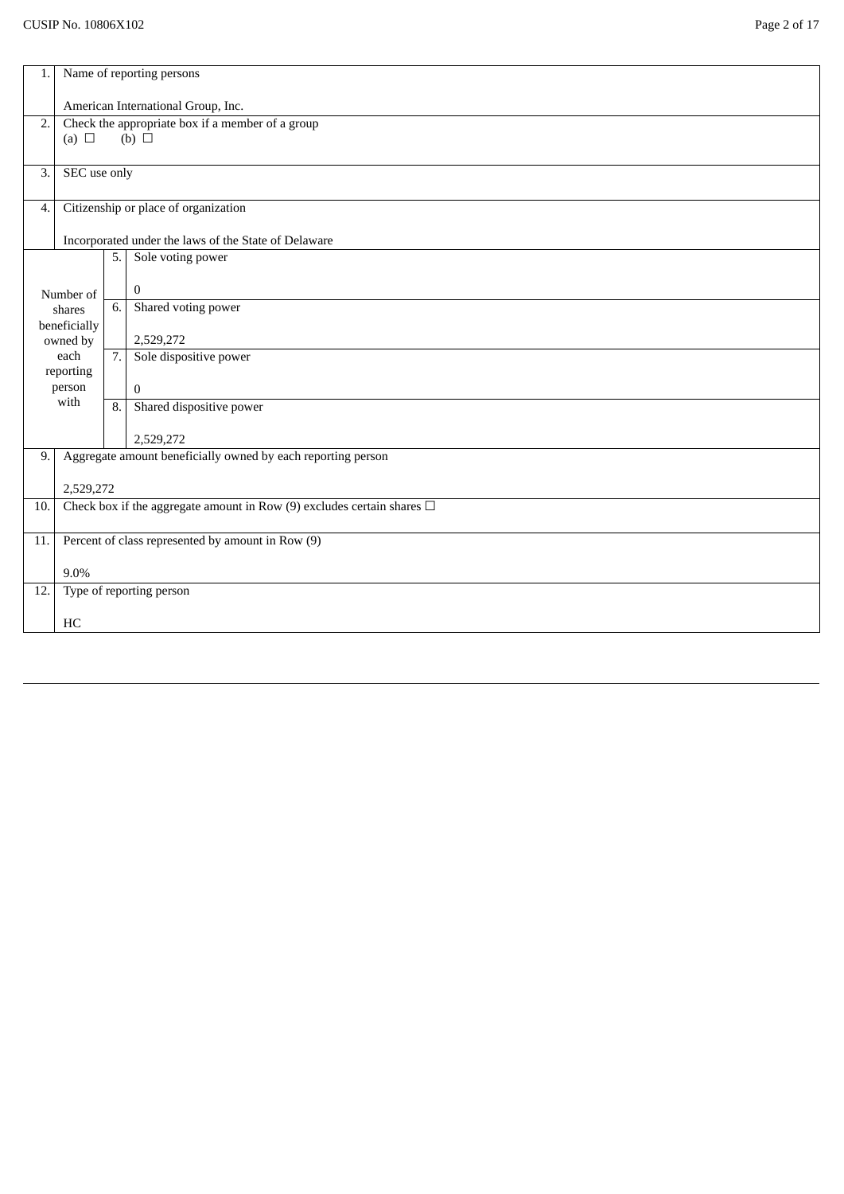CUSIP No. 10806X102

| | | | |
|---|---|---|---|
| 1. | Name of reporting persons<br><br>American International Group, Inc. | | |
| 2. | Check the appropriate box if a member of a group<br>(a) ☐ (b) ☐ | | |
| 3. | SEC use only | | |
| 4. | Citizenship or place of organization<br><br>Incorporated under the laws of the State of Delaware | | |
| Number of shares beneficially owned by each reporting person with | | 5. | Sole voting power<br><br>0 |
| | | 6. | Shared voting power<br><br>2,529,272 |
| | | 7. | Sole dispositive power<br><br>0 |
| | | 8. | Shared dispositive power<br><br>2,529,272 |
| 9. | Aggregate amount beneficially owned by each reporting person<br><br>2,529,272 | | |
| 10. | Check box if the aggregate amount in Row (9) excludes certain shares ☐ | | |
| 11. | Percent of class represented by amount in Row (9)<br><br>9.0% | | |
| 12. | Type of reporting person<br><br>HC | | |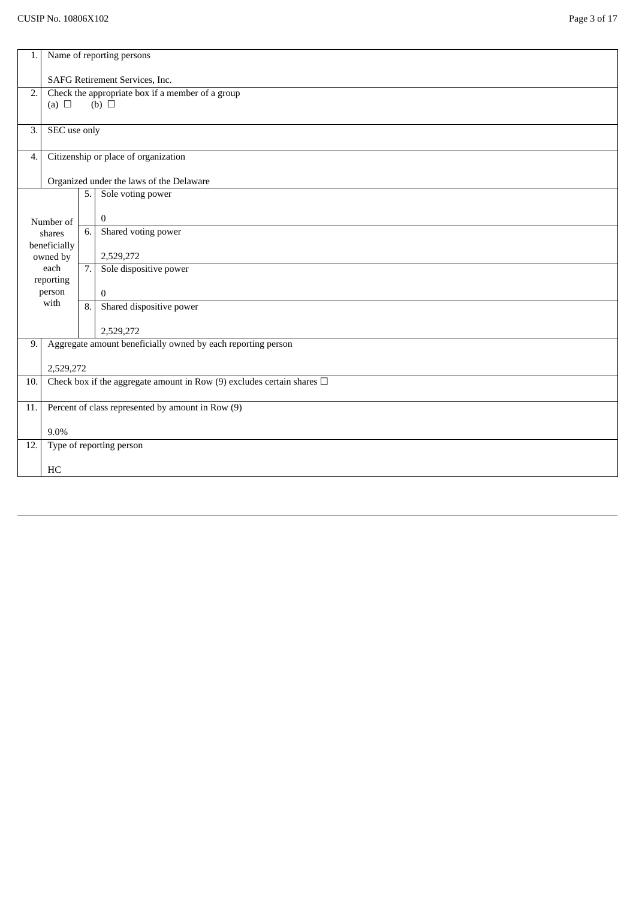CUSIP No. 10806X102

| | | | |
|---|---|---|---|
| 1. | Name of reporting persons<br><br>SAFG Retirement Services, Inc. | | |
| 2. | Check the appropriate box if a member of a group<br>(a) ☐ (b) ☐ | | |
| 3. | SEC use only | | |
| 4. | Citizenship or place of organization<br><br>Organized under the laws of the Delaware | | |
| Number of shares beneficially owned by each reporting person with | | 5. | Sole voting power<br><br>0 |
| | | 6. | Shared voting power<br><br>2,529,272 |
| | | 7. | Sole dispositive power<br><br>0 |
| | | 8. | Shared dispositive power<br><br>2,529,272 |
| 9. | Aggregate amount beneficially owned by each reporting person<br><br>2,529,272 | | |
| 10. | Check box if the aggregate amount in Row (9) excludes certain shares ☐ | | |
| 11. | Percent of class represented by amount in Row (9)<br><br>9.0% | | |
| 12. | Type of reporting person<br><br>HC | | |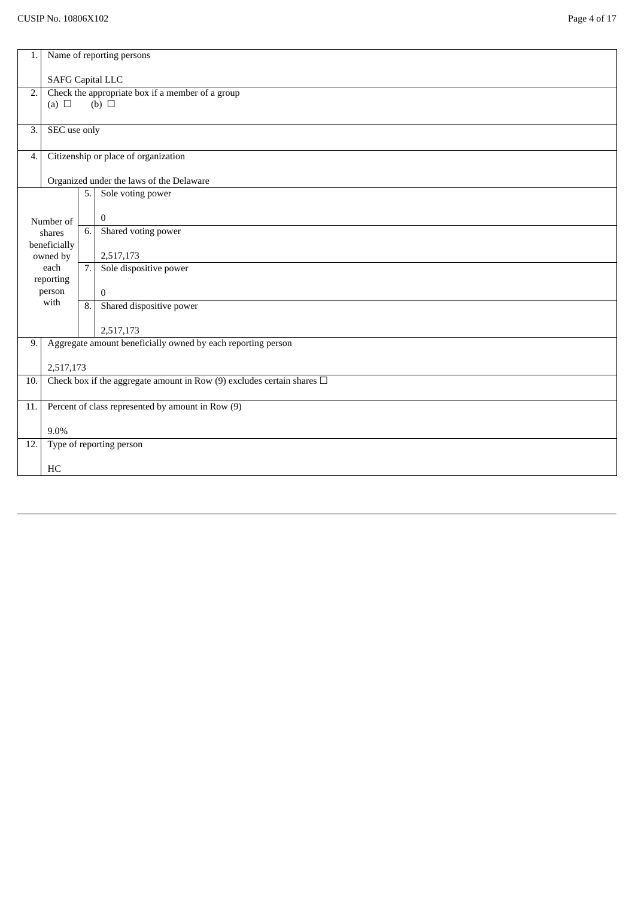| | | | |
|---|---|---|---|
| 1. | Name of reporting persons<br><br>SAFG Capital LLC | | |
| 2. | Check the appropriate box if a member of a group<br>(a) ☐ (b) ☐ | | |
| 3. | SEC use only | | |
| 4. | Citizenship or place of organization<br><br>Organized under the laws of the Delaware | | |
| Number of shares beneficially owned by each reporting person with | | 5. | Sole voting power<br><br>0 |
| | | 6. | Shared voting power<br><br>2,517,173 |
| | | 7. | Sole dispositive power<br><br>0 |
| | | 8. | Shared dispositive power<br><br>2,517,173 |
| 9. | Aggregate amount beneficially owned by each reporting person<br><br>2,517,173 | | |
| 10. | Check box if the aggregate amount in Row (9) excludes certain shares ☐ | | |
| 11. | Percent of class represented by amount in Row (9)<br><br>9.0% | | |
| 12. | Type of reporting person<br><br>HC | | |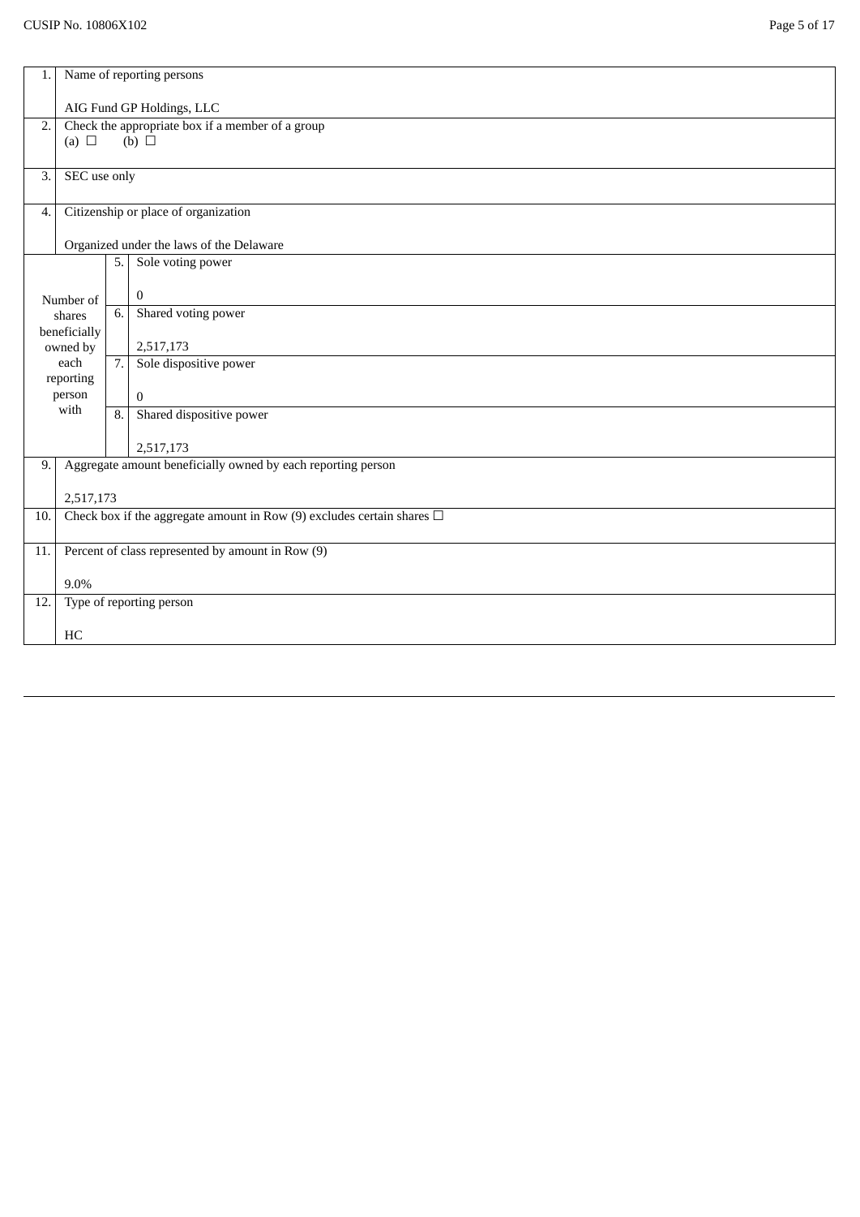CUSIP No. 10806X102

| | | | |
|---|---|---|---|
| 1. | Name of reporting persons<br><br>AIG Fund GP Holdings, LLC | | |
| 2. | Check the appropriate box if a member of a group<br>(a) ☐ (b) ☐ | | |
| 3. | SEC use only | | |
| 4. | Citizenship or place of organization<br><br>Organized under the laws of the Delaware | | |
| Number of shares beneficially owned by each reporting person with | 5. | Sole voting power<br><br>0 | |
| | 6. | Shared voting power<br><br>2,517,173 | |
| | 7. | Sole dispositive power<br><br>0 | |
| | 8. | Shared dispositive power<br><br>2,517,173 | |
| 9. | Aggregate amount beneficially owned by each reporting person<br><br>2,517,173 | | |
| 10. | Check box if the aggregate amount in Row (9) excludes certain shares ☐ | | |
| 11. | Percent of class represented by amount in Row (9)<br><br>9.0% | | |
| 12. | Type of reporting person<br><br>HC | | |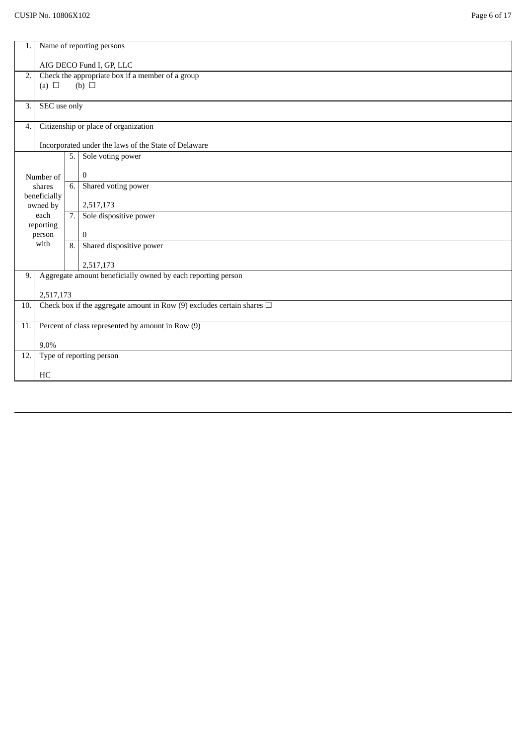CUSIP No. 10806X102

| | | | |
|---|---|---|---|
| 1. | Name of reporting persons<br><br>AIG DECO Fund I, GP, LLC | | |
| 2. | Check the appropriate box if a member of a group<br>(a) ☐ (b) ☐ | | |
| 3. | SEC use only | | |
| 4. | Citizenship or place of organization<br><br>Incorporated under the laws of the State of Delaware | | |
| Number of shares beneficially owned by each reporting person with | 5. | Sole voting power<br><br>0 | |
| | 6. | Shared voting power<br><br>2,517,173 | |
| | 7. | Sole dispositive power<br><br>0 | |
| | 8. | Shared dispositive power<br><br>2,517,173 | |
| 9. | Aggregate amount beneficially owned by each reporting person<br><br>2,517,173 | | |
| 10. | Check box if the aggregate amount in Row (9) excludes certain shares ☐ | | |
| 11. | Percent of class represented by amount in Row (9)<br><br>9.0% | | |
| 12. | Type of reporting person<br><br>HC | | |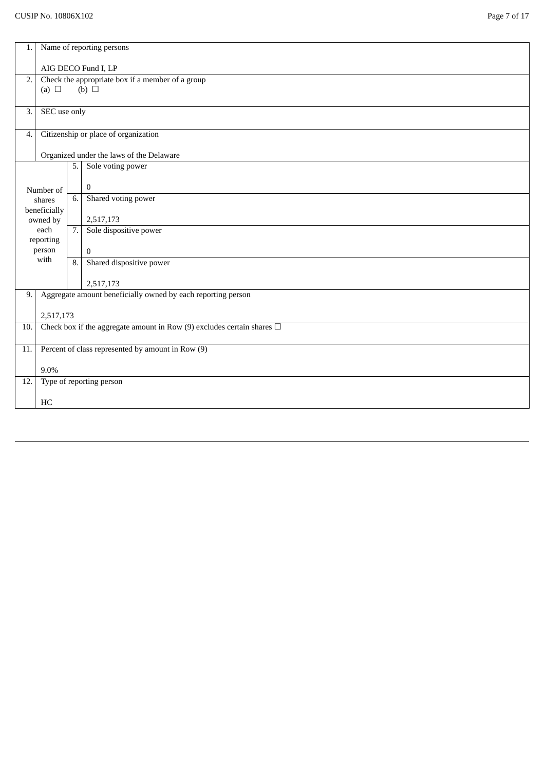| | | | |
|---|---|---|---|
| 1. | Name of reporting persons<br><br>AIG DECO Fund I, LP | | |
| 2. | Check the appropriate box if a member of a group<br>(a) ☐ (b) ☐ | | |
| 3. | SEC use only | | |
| 4. | Citizenship or place of organization<br><br>Organized under the laws of the Delaware | | |
| Number of shares beneficially owned by each reporting person with | 5. | Sole voting power<br><br>0 | |
| | 6. | Shared voting power<br><br>2,517,173 | |
| | 7. | Sole dispositive power<br><br>0 | |
| | 8. | Shared dispositive power<br><br>2,517,173 | |
| 9. | Aggregate amount beneficially owned by each reporting person<br><br>2,517,173 | | |
| 10. | Check box if the aggregate amount in Row (9) excludes certain shares ☐ | | |
| 11. | Percent of class represented by amount in Row (9)<br><br>9.0% | | |
| 12. | Type of reporting person<br><br>HC | | |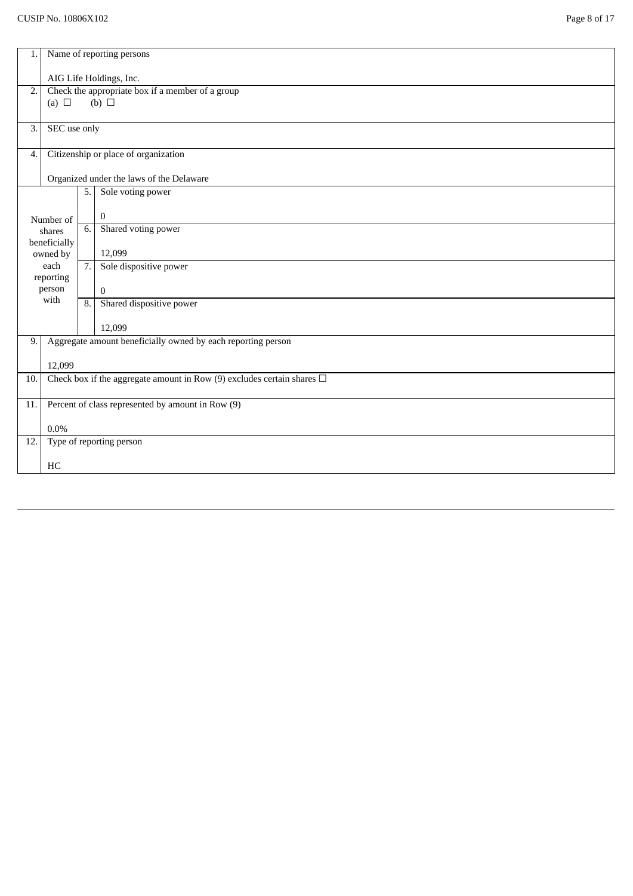CUSIP No. 10806X102

| | | | |
|---|---|---|---|
| 1. | Name of reporting persons<br><br>AIG Life Holdings, Inc. | | |
| 2. | Check the appropriate box if a member of a group<br>(a) ☐ (b) ☐ | | |
| 3. | SEC use only | | |
| 4. | Citizenship or place of organization<br><br>Organized under the laws of the Delaware | | |
| Number of shares beneficially owned by each reporting person with | 5. | Sole voting power<br><br>0 | |
| | 6. | Shared voting power<br><br>12,099 | |
| | 7. | Sole dispositive power<br><br>0 | |
| | 8. | Shared dispositive power<br><br>12,099 | |
| 9. | Aggregate amount beneficially owned by each reporting person<br><br>12,099 | | |
| 10. | Check box if the aggregate amount in Row (9) excludes certain shares ☐ | | |
| 11. | Percent of class represented by amount in Row (9)<br><br>0.0% | | |
| 12. | Type of reporting person<br><br>HC | | |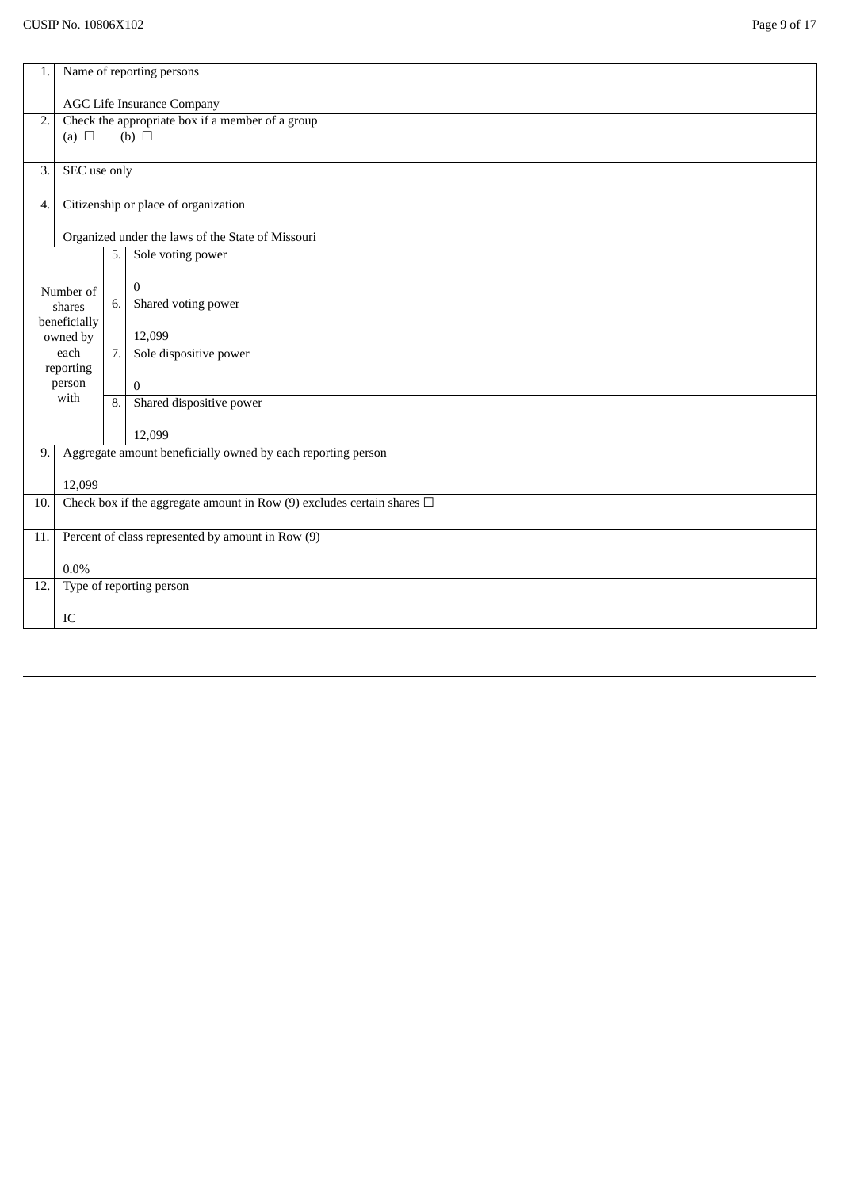CUSIP No. 10806X102

| | | | |
|---|---|---|---|
| 1. | Name of reporting persons<br><br>AGC Life Insurance Company | | |
| 2. | Check the appropriate box if a member of a group<br>(a) ☐ (b) ☐ | | |
| 3. | SEC use only | | |
| 4. | Citizenship or place of organization<br><br>Organized under the laws of the State of Missouri | | |
| Number of shares beneficially owned by each reporting person with | | 5. | Sole voting power<br><br>0 |
| | | 6. | Shared voting power<br><br>12,099 |
| | | 7. | Sole dispositive power<br><br>0 |
| | | 8. | Shared dispositive power<br><br>12,099 |
| 9. | Aggregate amount beneficially owned by each reporting person<br><br>12,099 | | |
| 10. | Check box if the aggregate amount in Row (9) excludes certain shares ☐ | | |
| 11. | Percent of class represented by amount in Row (9)<br><br>0.0% | | |
| 12. | Type of reporting person<br><br>IC | | |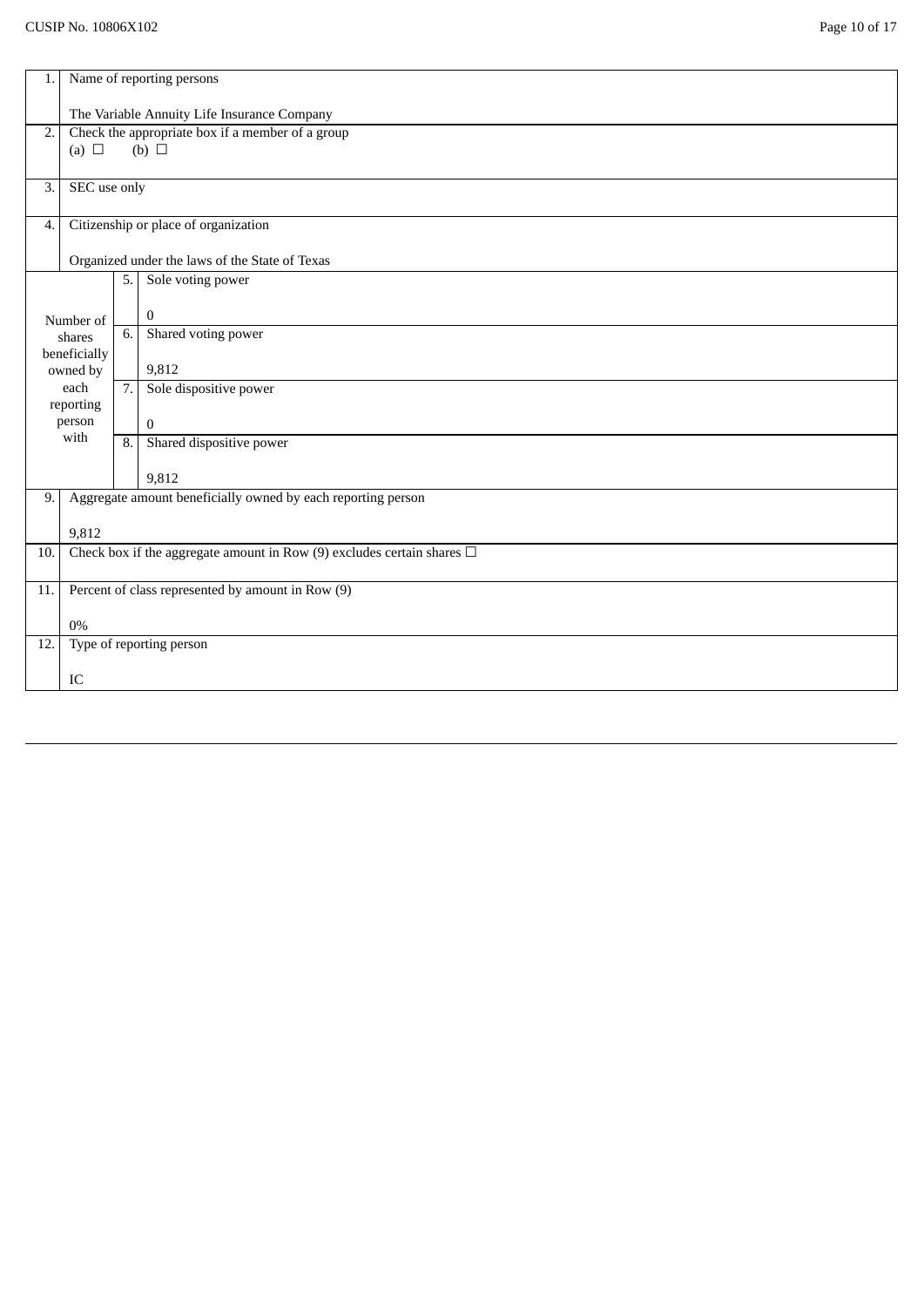CUSIP No. 10806X102

| | | | |
|---|---|---|---|
| 1. | Name of reporting persons<br><br>The Variable Annuity Life Insurance Company | | |
| 2. | Check the appropriate box if a member of a group<br>(a) ☐ (b) ☐ | | |
| 3. | SEC use only | | |
| 4. | Citizenship or place of organization<br><br>Organized under the laws of the State of Texas | | |
| Number of shares beneficially owned by each reporting person with | | 5. | Sole voting power<br><br>0 |
| | | 6. | Shared voting power<br><br>9,812 |
| | | 7. | Sole dispositive power<br><br>0 |
| | | 8. | Shared dispositive power<br><br>9,812 |
| 9. | Aggregate amount beneficially owned by each reporting person<br><br>9,812 | | |
| 10. | Check box if the aggregate amount in Row (9) excludes certain shares ☐ | | |
| 11. | Percent of class represented by amount in Row (9)<br><br>0% | | |
| 12. | Type of reporting person<br><br>IC | | |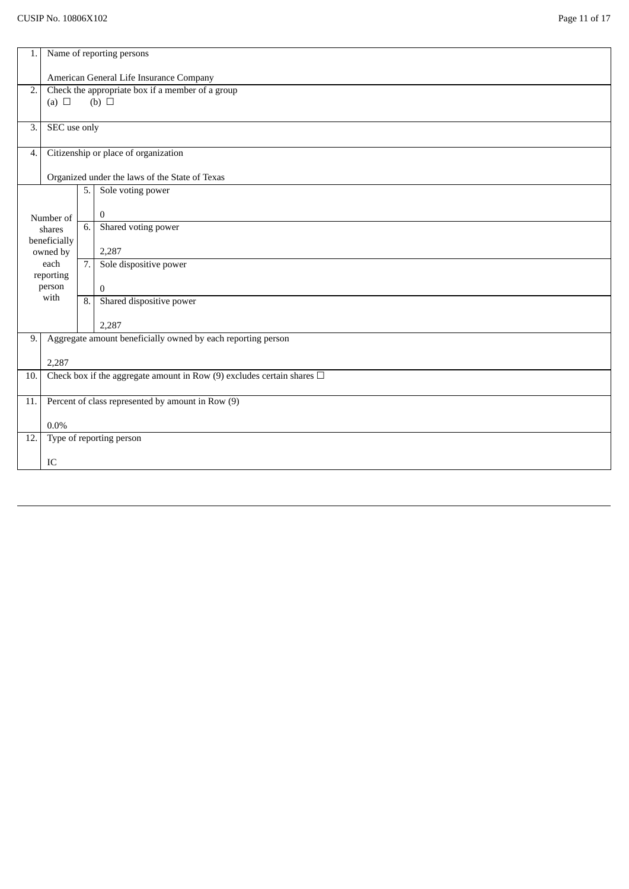CUSIP No. 10806X102

| | | | |
|---|---|---|---|
| 1. | Name of reporting persons<br><br>American General Life Insurance Company | | |
| 2. | Check the appropriate box if a member of a group<br>(a) ☐ (b) ☐ | | |
| 3. | SEC use only | | |
| 4. | Citizenship or place of organization<br><br>Organized under the laws of the State of Texas | | |
| Number of shares beneficially owned by each reporting person with | | 5. | Sole voting power<br><br>0 |
| | | 6. | Shared voting power<br><br>2,287 |
| | | 7. | Sole dispositive power<br><br>0 |
| | | 8. | Shared dispositive power<br><br>2,287 |
| 9. | Aggregate amount beneficially owned by each reporting person<br><br>2,287 | | |
| 10. | Check box if the aggregate amount in Row (9) excludes certain shares ☐ | | |
| 11. | Percent of class represented by amount in Row (9)<br><br>0.0% | | |
| 12. | Type of reporting person<br><br>IC | | |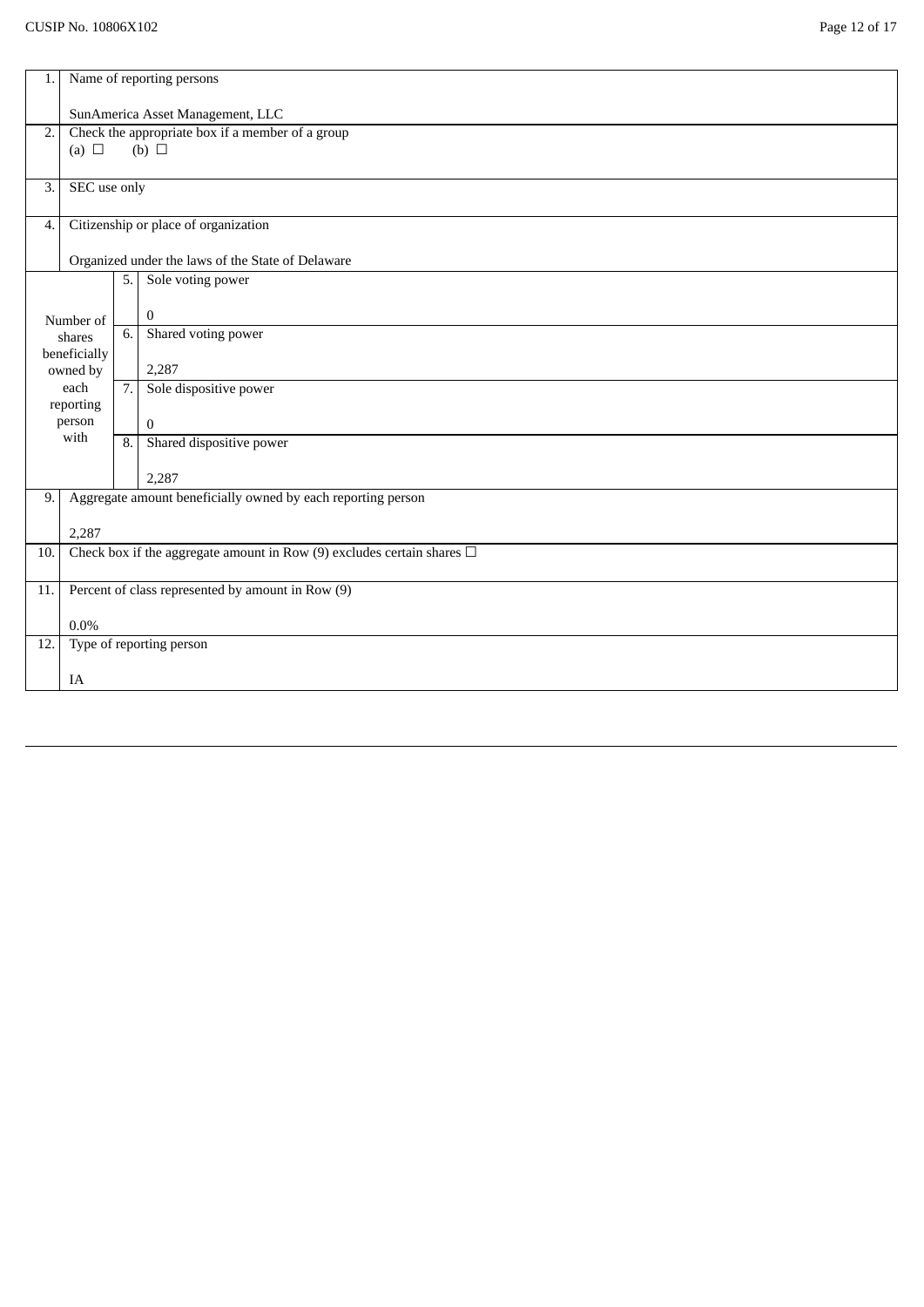CUSIP No. 10806X102

| | | | |
|---|---|---|---|
| 1. | Name of reporting persons<br><br>SunAmerica Asset Management, LLC | | |
| 2. | Check the appropriate box if a member of a group<br>(a) ☐ (b) ☐ | | |
| 3. | SEC use only | | |
| 4. | Citizenship or place of organization<br><br>Organized under the laws of the State of Delaware | | |
| Number of shares beneficially owned by each reporting person with | | 5. | Sole voting power<br><br>0 |
| | | 6. | Shared voting power<br><br>2,287 |
| | | 7. | Sole dispositive power<br><br>0 |
| | | 8. | Shared dispositive power<br><br>2,287 |
| 9. | Aggregate amount beneficially owned by each reporting person<br><br>2,287 | | |
| 10. | Check box if the aggregate amount in Row (9) excludes certain shares ☐ | | |
| 11. | Percent of class represented by amount in Row (9)<br><br>0.0% | | |
| 12. | Type of reporting person<br><br>IA | | |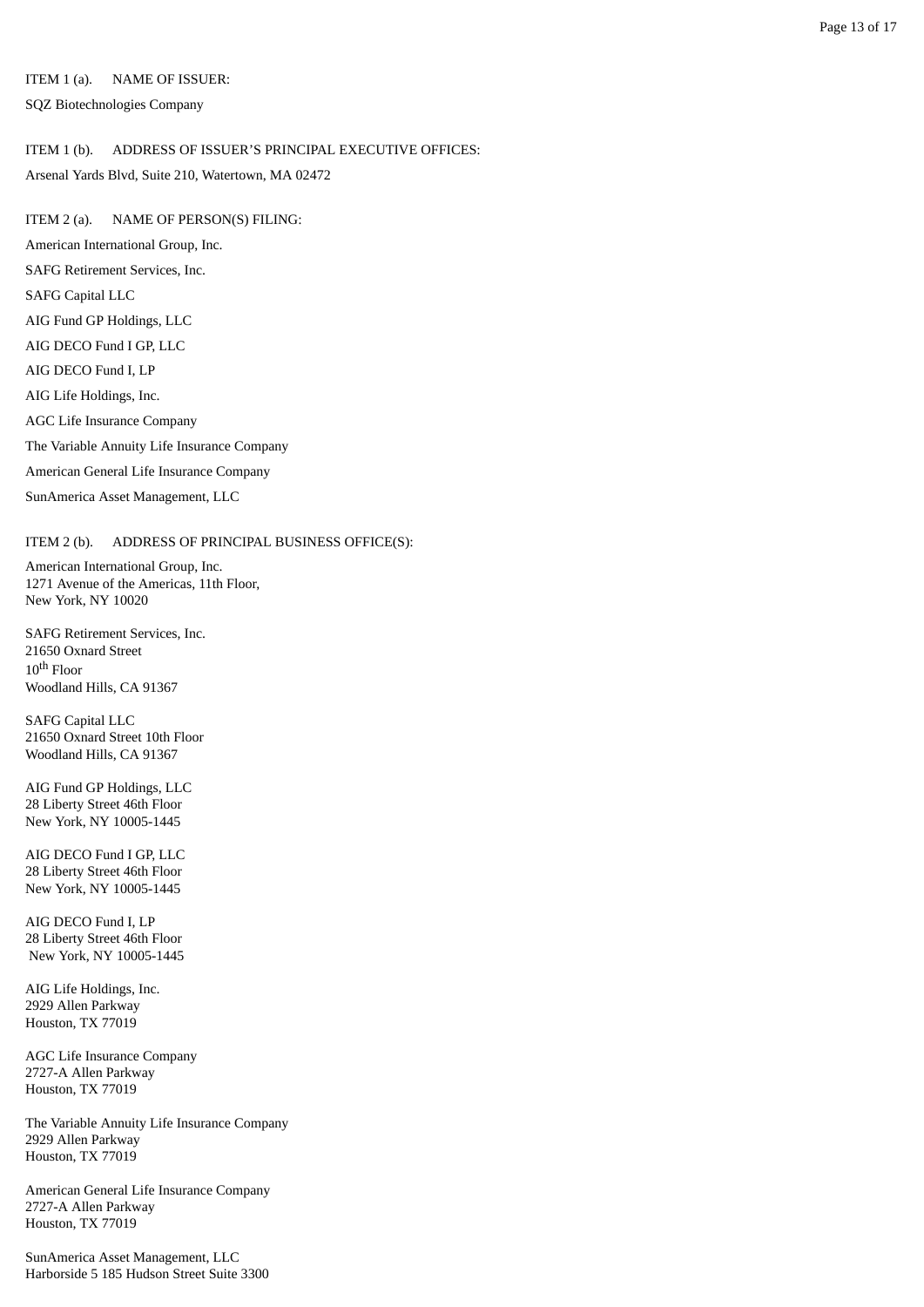ITEM 1 (a). NAME OF ISSUER:

SQZ Biotechnologies Company

ITEM 1 (b). ADDRESS OF ISSUER'S PRINCIPAL EXECUTIVE OFFICES:

Arsenal Yards Blvd, Suite 210, Watertown, MA 02472

ITEM 2 (a). NAME OF PERSON(S) FILING:

American International Group, Inc.

SAFG Retirement Services, Inc.

SAFG Capital LLC

AIG Fund GP Holdings, LLC

AIG DECO Fund I GP, LLC

AIG DECO Fund I, LP

AIG Life Holdings, Inc.

AGC Life Insurance Company

The Variable Annuity Life Insurance Company

American General Life Insurance Company

SunAmerica Asset Management, LLC

ITEM 2 (b). ADDRESS OF PRINCIPAL BUSINESS OFFICE(S):

American International Group, Inc.
1271 Avenue of the Americas, 11th Floor,
New York, NY 10020

SAFG Retirement Services, Inc.
21650 Oxnard Street
10th Floor
Woodland Hills, CA 91367

SAFG Capital LLC
21650 Oxnard Street 10th Floor
Woodland Hills, CA 91367

AIG Fund GP Holdings, LLC
28 Liberty Street 46th Floor
New York, NY 10005-1445

AIG DECO Fund I GP, LLC
28 Liberty Street 46th Floor
New York, NY 10005-1445

AIG DECO Fund I, LP
28 Liberty Street 46th Floor
New York, NY 10005-1445

AIG Life Holdings, Inc.
2929 Allen Parkway
Houston, TX 77019

AGC Life Insurance Company
2727-A Allen Parkway
Houston, TX 77019

The Variable Annuity Life Insurance Company
2929 Allen Parkway
Houston, TX 77019

American General Life Insurance Company
2727-A Allen Parkway
Houston, TX 77019

SunAmerica Asset Management, LLC
Harborside 5 185 Hudson Street Suite 3300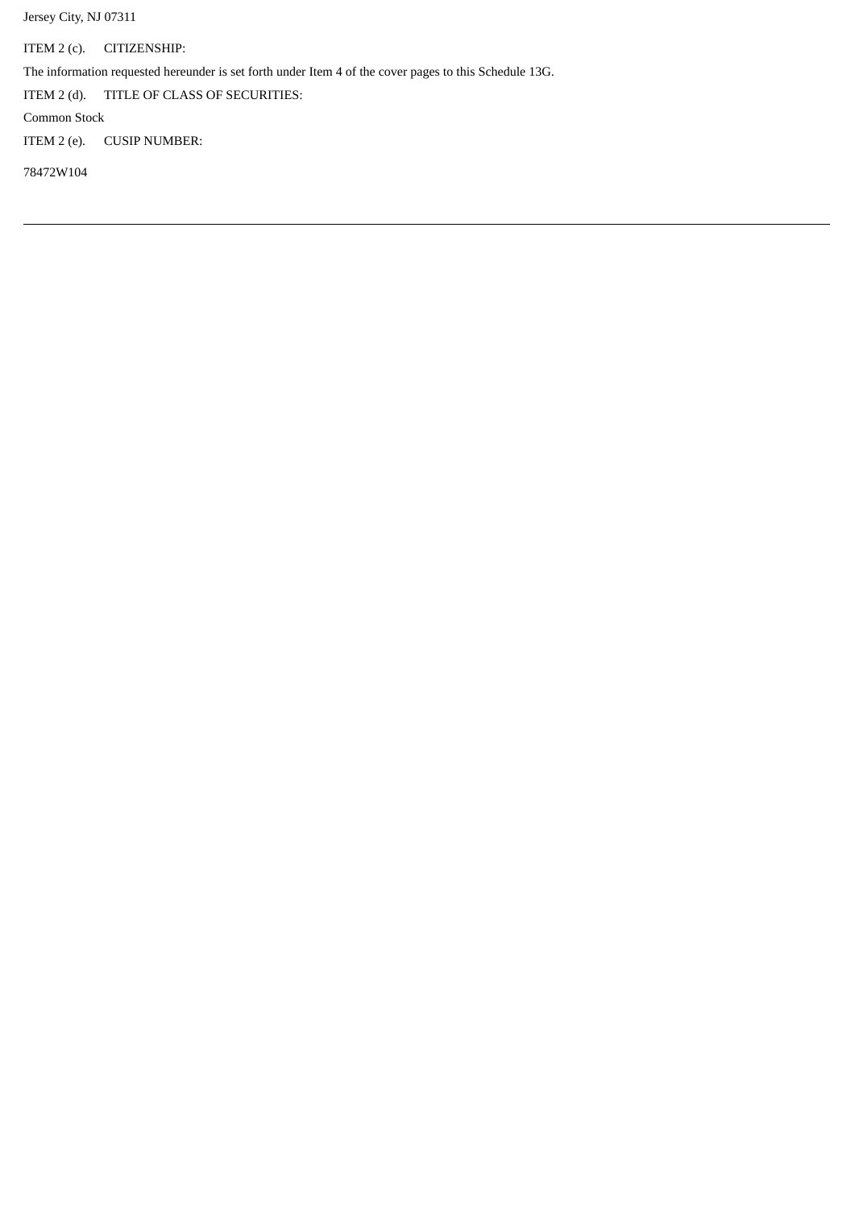Jersey City, NJ 07311

ITEM 2 (c). CITIZENSHIP:

The information requested hereunder is set forth under Item 4 of the cover pages to this Schedule 13G.

ITEM 2 (d). TITLE OF CLASS OF SECURITIES:

Common Stock

ITEM 2 (e). CUSIP NUMBER:

78472W104

---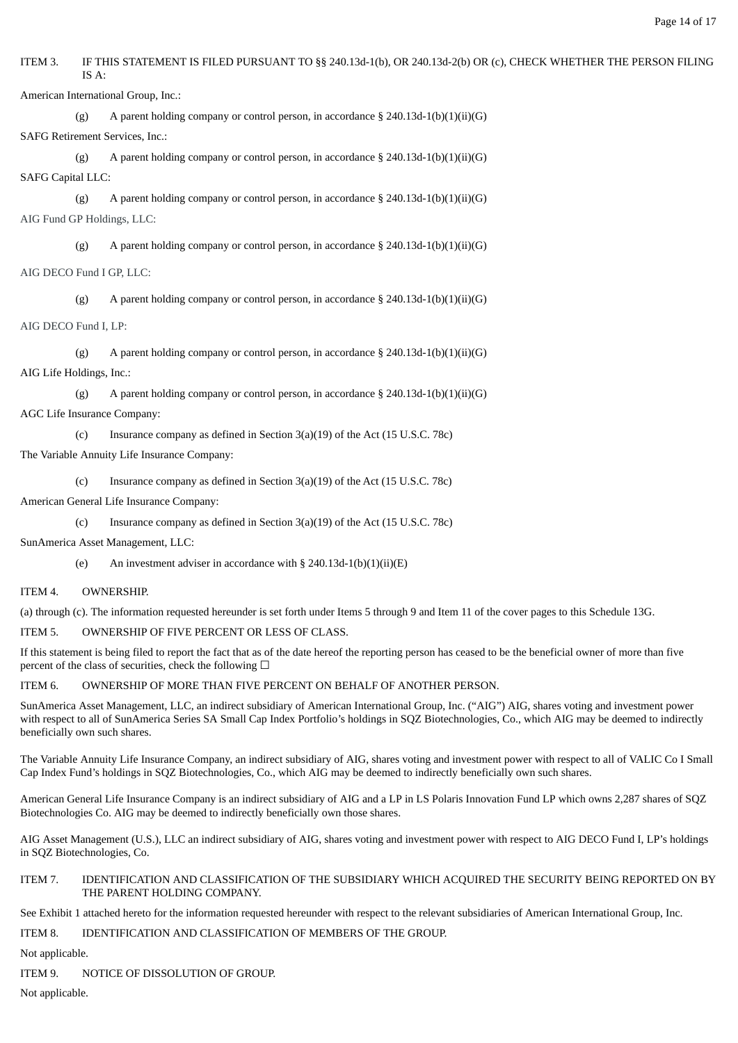ITEM 3. IF THIS STATEMENT IS FILED PURSUANT TO §§ 240.13d-1(b), OR 240.13d-2(b) OR (c), CHECK WHETHER THE PERSON FILING IS A:

American International Group, Inc.:

(g) A parent holding company or control person, in accordance § 240.13d-1(b)(1)(ii)(G)

SAFG Retirement Services, Inc.:

(g) A parent holding company or control person, in accordance § 240.13d-1(b)(1)(ii)(G)

SAFG Capital LLC:

(g) A parent holding company or control person, in accordance § 240.13d-1(b)(1)(ii)(G)

AIG Fund GP Holdings, LLC:

(g) A parent holding company or control person, in accordance § 240.13d-1(b)(1)(ii)(G)

AIG DECO Fund I GP, LLC:

(g) A parent holding company or control person, in accordance § 240.13d-1(b)(1)(ii)(G)

AIG DECO Fund I, LP:

(g) A parent holding company or control person, in accordance § 240.13d-1(b)(1)(ii)(G)

AIG Life Holdings, Inc.:

(g) A parent holding company or control person, in accordance § 240.13d-1(b)(1)(ii)(G)

AGC Life Insurance Company:

(c) Insurance company as defined in Section 3(a)(19) of the Act (15 U.S.C. 78c)

The Variable Annuity Life Insurance Company:

(c) Insurance company as defined in Section 3(a)(19) of the Act (15 U.S.C. 78c)

American General Life Insurance Company:

(c) Insurance company as defined in Section 3(a)(19) of the Act (15 U.S.C. 78c)

SunAmerica Asset Management, LLC:

(e) An investment adviser in accordance with § 240.13d-1(b)(1)(ii)(E)

ITEM 4. OWNERSHIP.

(a) through (c). The information requested hereunder is set forth under Items 5 through 9 and Item 11 of the cover pages to this Schedule 13G.

ITEM 5. OWNERSHIP OF FIVE PERCENT OR LESS OF CLASS.

If this statement is being filed to report the fact that as of the date hereof the reporting person has ceased to be the beneficial owner of more than five percent of the class of securities, check the following ☐

ITEM 6. OWNERSHIP OF MORE THAN FIVE PERCENT ON BEHALF OF ANOTHER PERSON.

SunAmerica Asset Management, LLC, an indirect subsidiary of American International Group, Inc. ("AIG") AIG, shares voting and investment power with respect to all of SunAmerica Series SA Small Cap Index Portfolio's holdings in SQZ Biotechnologies, Co., which AIG may be deemed to indirectly beneficially own such shares.

The Variable Annuity Life Insurance Company, an indirect subsidiary of AIG, shares voting and investment power with respect to all of VALIC Co I Small Cap Index Fund's holdings in SQZ Biotechnologies, Co., which AIG may be deemed to indirectly beneficially own such shares.

American General Life Insurance Company is an indirect subsidiary of AIG and a LP in LS Polaris Innovation Fund LP which owns 2,287 shares of SQZ Biotechnologies Co. AIG may be deemed to indirectly beneficially own those shares.

AIG Asset Management (U.S.), LLC an indirect subsidiary of AIG, shares voting and investment power with respect to AIG DECO Fund I, LP's holdings in SQZ Biotechnologies, Co.

ITEM 7. IDENTIFICATION AND CLASSIFICATION OF THE SUBSIDIARY WHICH ACQUIRED THE SECURITY BEING REPORTED ON BY THE PARENT HOLDING COMPANY.

See Exhibit 1 attached hereto for the information requested hereunder with respect to the relevant subsidiaries of American International Group, Inc.

ITEM 8. IDENTIFICATION AND CLASSIFICATION OF MEMBERS OF THE GROUP.

Not applicable.

ITEM 9. NOTICE OF DISSOLUTION OF GROUP.

Not applicable.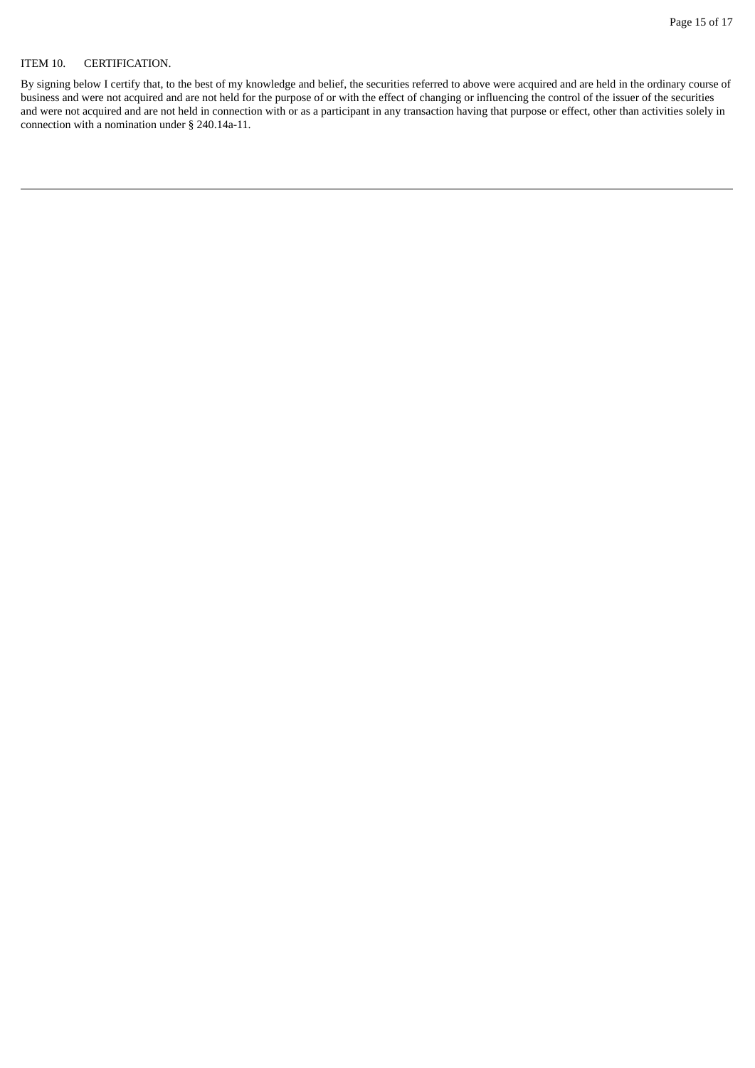ITEM 10. CERTIFICATION.

By signing below I certify that, to the best of my knowledge and belief, the securities referred to above were acquired and are held in the ordinary course of business and were not acquired and are not held for the purpose of or with the effect of changing or influencing the control of the issuer of the securities and were not acquired and are not held in connection with or as a participant in any transaction having that purpose or effect, other than activities solely in connection with a nomination under § 240.14a-11.

---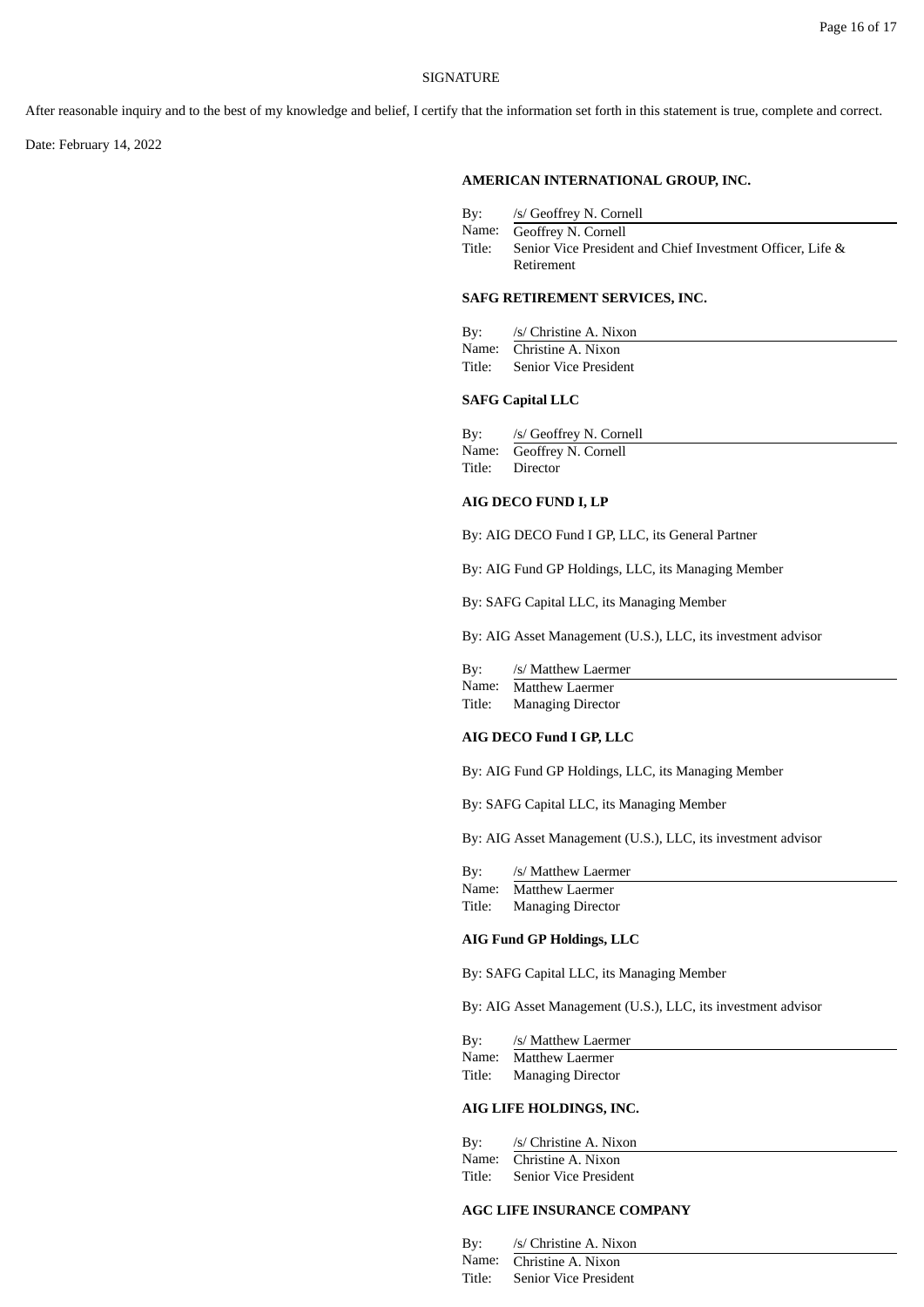SIGNATURE

After reasonable inquiry and to the best of my knowledge and belief, I certify that the information set forth in this statement is true, complete and correct.

Date: February 14, 2022

**AMERICAN INTERNATIONAL GROUP, INC.**

By: /s/ Geoffrey N. Cornell
Name: Geoffrey N. Cornell
Title: Senior Vice President and Chief Investment Officer, Life & Retirement

**SAFG RETIREMENT SERVICES, INC.**

By: /s/ Christine A. Nixon
Name: Christine A. Nixon
Title: Senior Vice President

**SAFG Capital LLC**

By: /s/ Geoffrey N. Cornell
Name: Geoffrey N. Cornell
Title: Director

**AIG DECO FUND I, LP**

By: AIG DECO Fund I GP, LLC, its General Partner

By: AIG Fund GP Holdings, LLC, its Managing Member

By: SAFG Capital LLC, its Managing Member

By: AIG Asset Management (U.S.), LLC, its investment advisor

By: /s/ Matthew Laermer
Name: Matthew Laermer
Title: Managing Director

**AIG DECO Fund I GP, LLC**

By: AIG Fund GP Holdings, LLC, its Managing Member

By: SAFG Capital LLC, its Managing Member

By: AIG Asset Management (U.S.), LLC, its investment advisor

By: /s/ Matthew Laermer
Name: Matthew Laermer
Title: Managing Director

**AIG Fund GP Holdings, LLC**

By: SAFG Capital LLC, its Managing Member

By: AIG Asset Management (U.S.), LLC, its investment advisor

By: /s/ Matthew Laermer
Name: Matthew Laermer
Title: Managing Director

**AIG LIFE HOLDINGS, INC.**

By: /s/ Christine A. Nixon
Name: Christine A. Nixon
Title: Senior Vice President

**AGC LIFE INSURANCE COMPANY**

By: /s/ Christine A. Nixon
Name: Christine A. Nixon
Title: Senior Vice President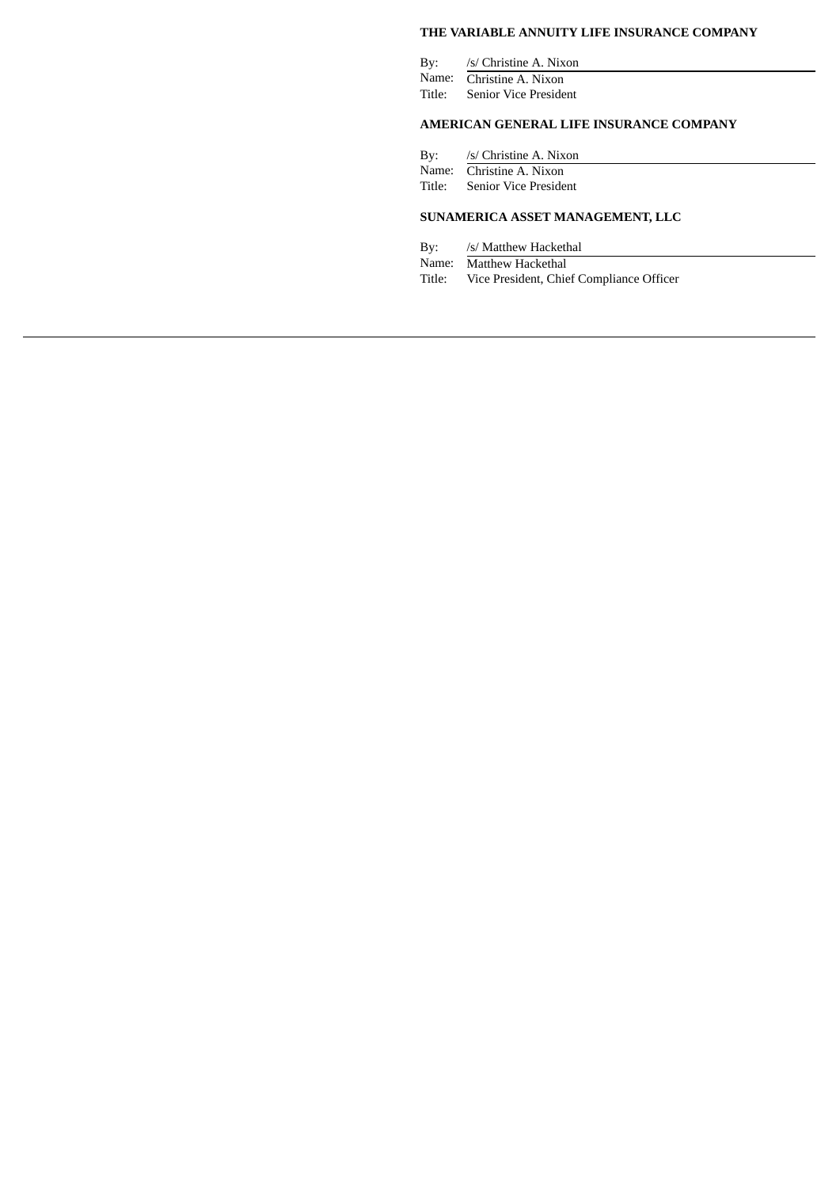**THE VARIABLE ANNUITY LIFE INSURANCE COMPANY**

By: /s/ Christine A. Nixon
Name: Christine A. Nixon
Title: Senior Vice President

**AMERICAN GENERAL LIFE INSURANCE COMPANY**

By: /s/ Christine A. Nixon
Name: Christine A. Nixon
Title: Senior Vice President

**SUNAMERICA ASSET MANAGEMENT, LLC**

By: /s/ Matthew Hackethal
Name: Matthew Hackethal
Title: Vice President, Chief Compliance Officer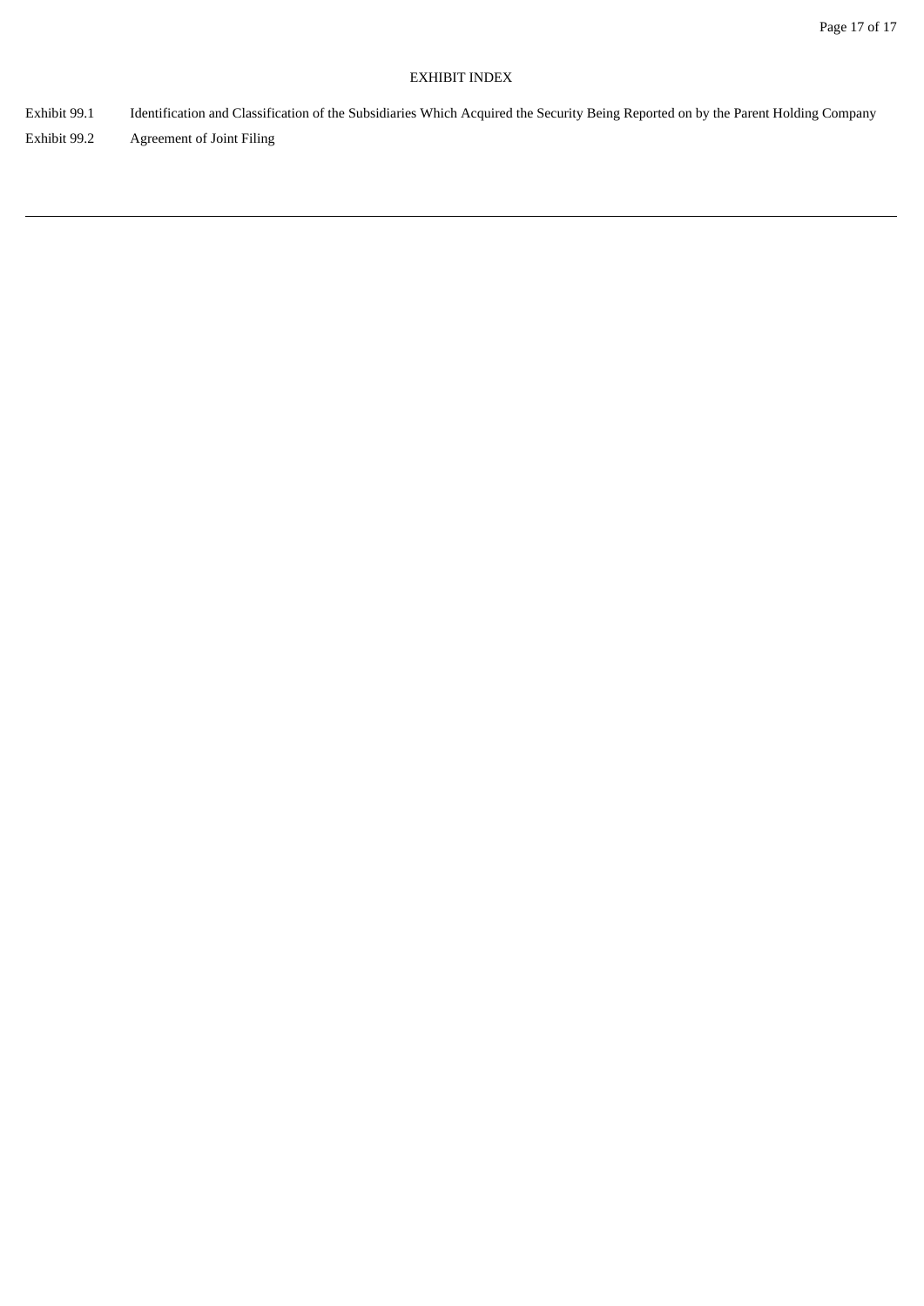## EXHIBIT INDEX

| | |
|---|---|
| Exhibit 99.1 | Identification and Classification of the Subsidiaries Which Acquired the Security Being Reported on by the Parent Holding Company |
| Exhibit 99.2 | Agreement of Joint Filing |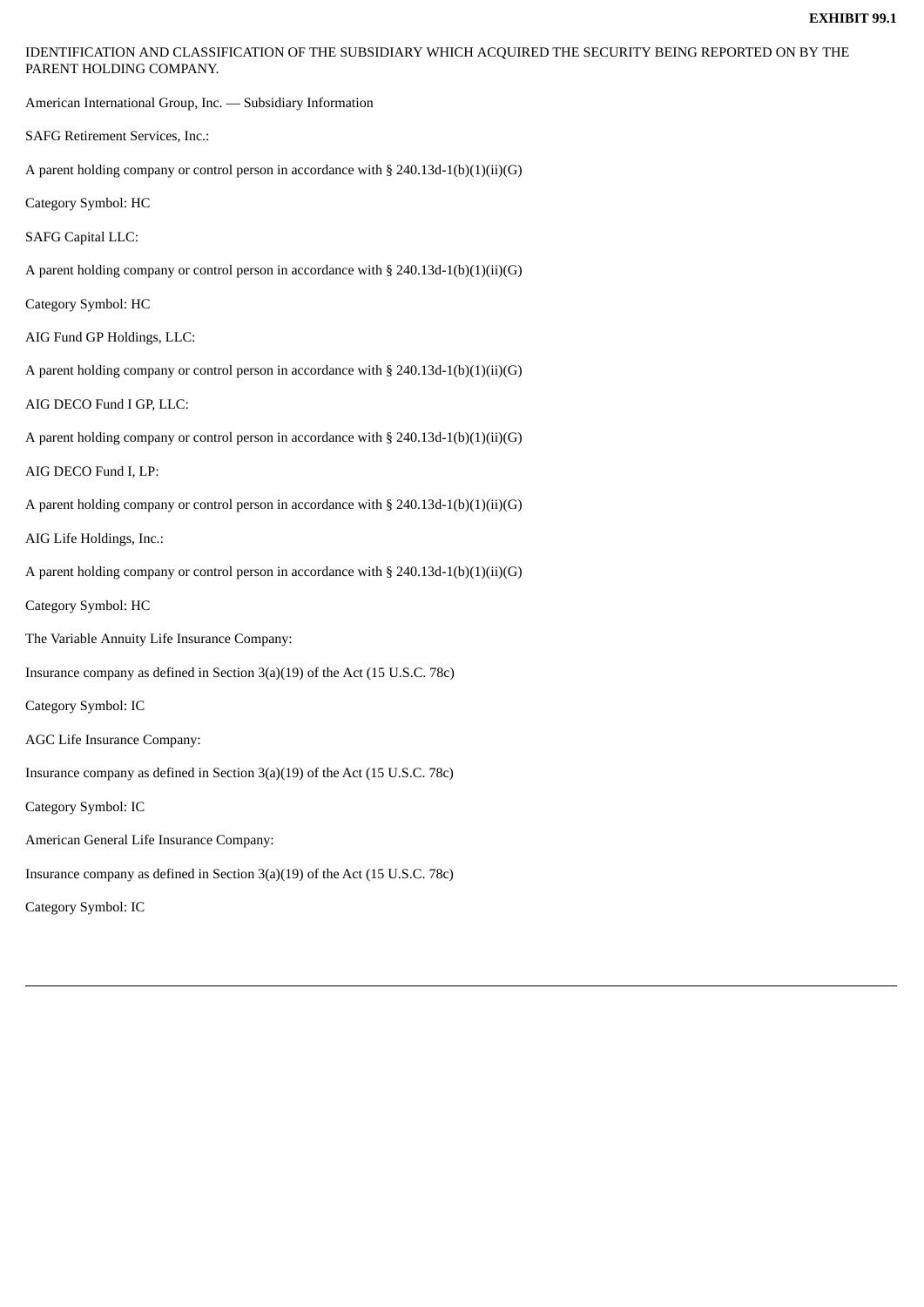**EXHIBIT 99.1**

IDENTIFICATION AND CLASSIFICATION OF THE SUBSIDIARY WHICH ACQUIRED THE SECURITY BEING REPORTED ON BY THE PARENT HOLDING COMPANY.

American International Group, Inc. — Subsidiary Information

SAFG Retirement Services, Inc.:

A parent holding company or control person in accordance with § 240.13d-1(b)(1)(ii)(G)

Category Symbol: HC

SAFG Capital LLC:

A parent holding company or control person in accordance with § 240.13d-1(b)(1)(ii)(G)

Category Symbol: HC

AIG Fund GP Holdings, LLC:

A parent holding company or control person in accordance with § 240.13d-1(b)(1)(ii)(G)

AIG DECO Fund I GP, LLC:

A parent holding company or control person in accordance with § 240.13d-1(b)(1)(ii)(G)

AIG DECO Fund I, LP:

A parent holding company or control person in accordance with § 240.13d-1(b)(1)(ii)(G)

AIG Life Holdings, Inc.:

A parent holding company or control person in accordance with § 240.13d-1(b)(1)(ii)(G)

Category Symbol: HC

The Variable Annuity Life Insurance Company:

Insurance company as defined in Section 3(a)(19) of the Act (15 U.S.C. 78c)

Category Symbol: IC

AGC Life Insurance Company:

Insurance company as defined in Section 3(a)(19) of the Act (15 U.S.C. 78c)

Category Symbol: IC

American General Life Insurance Company:

Insurance company as defined in Section 3(a)(19) of the Act (15 U.S.C. 78c)

Category Symbol: IC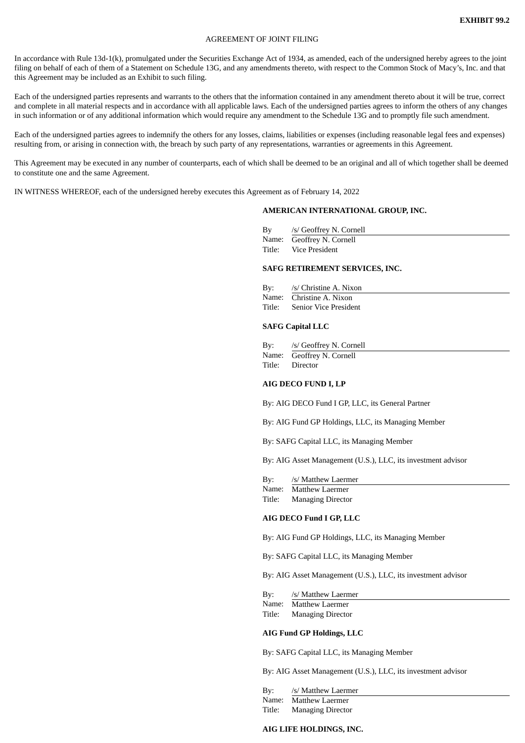**EXHIBIT 99.2**

AGREEMENT OF JOINT FILING

In accordance with Rule 13d-1(k), promulgated under the Securities Exchange Act of 1934, as amended, each of the undersigned hereby agrees to the joint filing on behalf of each of them of a Statement on Schedule 13G, and any amendments thereto, with respect to the Common Stock of Macy's, Inc. and that this Agreement may be included as an Exhibit to such filing.

Each of the undersigned parties represents and warrants to the others that the information contained in any amendment thereto about it will be true, correct and complete in all material respects and in accordance with all applicable laws. Each of the undersigned parties agrees to inform the others of any changes in such information or of any additional information which would require any amendment to the Schedule 13G and to promptly file such amendment.

Each of the undersigned parties agrees to indemnify the others for any losses, claims, liabilities or expenses (including reasonable legal fees and expenses) resulting from, or arising in connection with, the breach by such party of any representations, warranties or agreements in this Agreement.

This Agreement may be executed in any number of counterparts, each of which shall be deemed to be an original and all of which together shall be deemed to constitute one and the same Agreement.

IN WITNESS WHEREOF, each of the undersigned hereby executes this Agreement as of February 14, 2022

**AMERICAN INTERNATIONAL GROUP, INC.**

By /s/ Geoffrey N. Cornell
Name: Geoffrey N. Cornell
Title: Vice President

**SAFG RETIREMENT SERVICES, INC.**

By: /s/ Christine A. Nixon
Name: Christine A. Nixon
Title: Senior Vice President

**SAFG Capital LLC**

By: /s/ Geoffrey N. Cornell
Name: Geoffrey N. Cornell
Title: Director

**AIG DECO FUND I, LP**

By: AIG DECO Fund I GP, LLC, its General Partner

By: AIG Fund GP Holdings, LLC, its Managing Member

By: SAFG Capital LLC, its Managing Member

By: AIG Asset Management (U.S.), LLC, its investment advisor

By: /s/ Matthew Laermer
Name: Matthew Laermer
Title: Managing Director

**AIG DECO Fund I GP, LLC**

By: AIG Fund GP Holdings, LLC, its Managing Member

By: SAFG Capital LLC, its Managing Member

By: AIG Asset Management (U.S.), LLC, its investment advisor

By: /s/ Matthew Laermer
Name: Matthew Laermer
Title: Managing Director

**AIG Fund GP Holdings, LLC**

By: SAFG Capital LLC, its Managing Member

By: AIG Asset Management (U.S.), LLC, its investment advisor

By: /s/ Matthew Laermer
Name: Matthew Laermer
Title: Managing Director

**AIG LIFE HOLDINGS, INC.**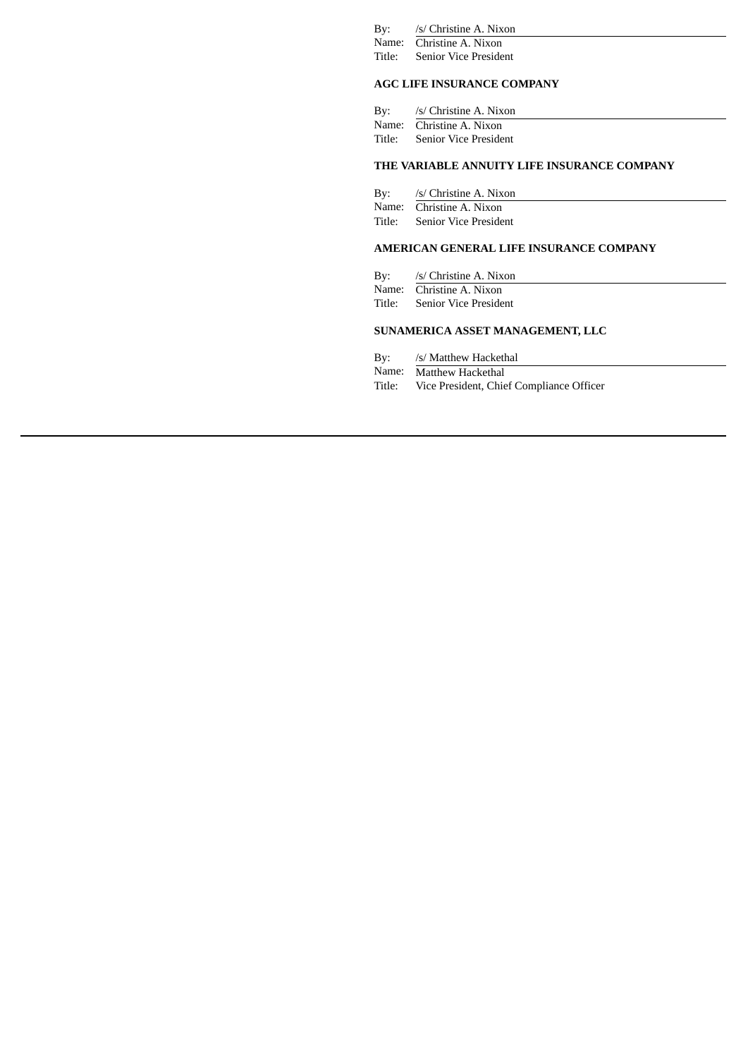By: /s/ Christine A. Nixon
Name: Christine A. Nixon
Title: Senior Vice President

**AGC LIFE INSURANCE COMPANY**

By: /s/ Christine A. Nixon
Name: Christine A. Nixon
Title: Senior Vice President

**THE VARIABLE ANNUITY LIFE INSURANCE COMPANY**

By: /s/ Christine A. Nixon
Name: Christine A. Nixon
Title: Senior Vice President

**AMERICAN GENERAL LIFE INSURANCE COMPANY**

By: /s/ Christine A. Nixon
Name: Christine A. Nixon
Title: Senior Vice President

**SUNAMERICA ASSET MANAGEMENT, LLC**

By: /s/ Matthew Hackethal
Name: Matthew Hackethal
Title: Vice President, Chief Compliance Officer